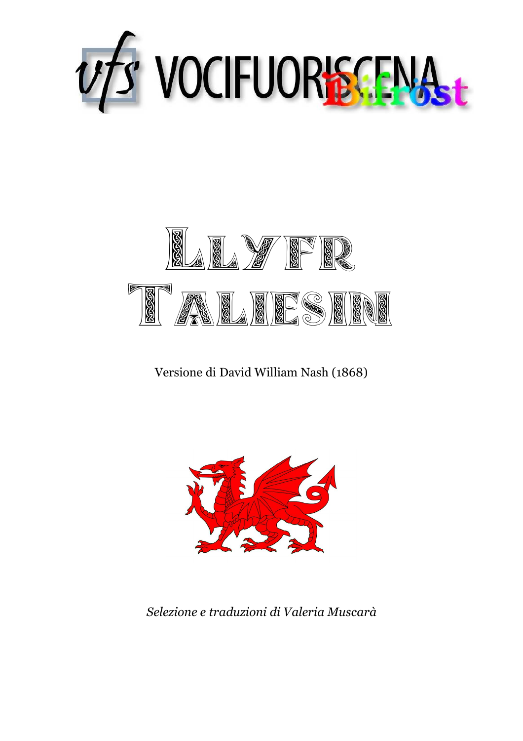VOCIFUORISCENA Bifröst

# Llyfr Taliesin

Versione di David William Nash (1868)

*Selezione e traduzioni di Valeria Muscarà*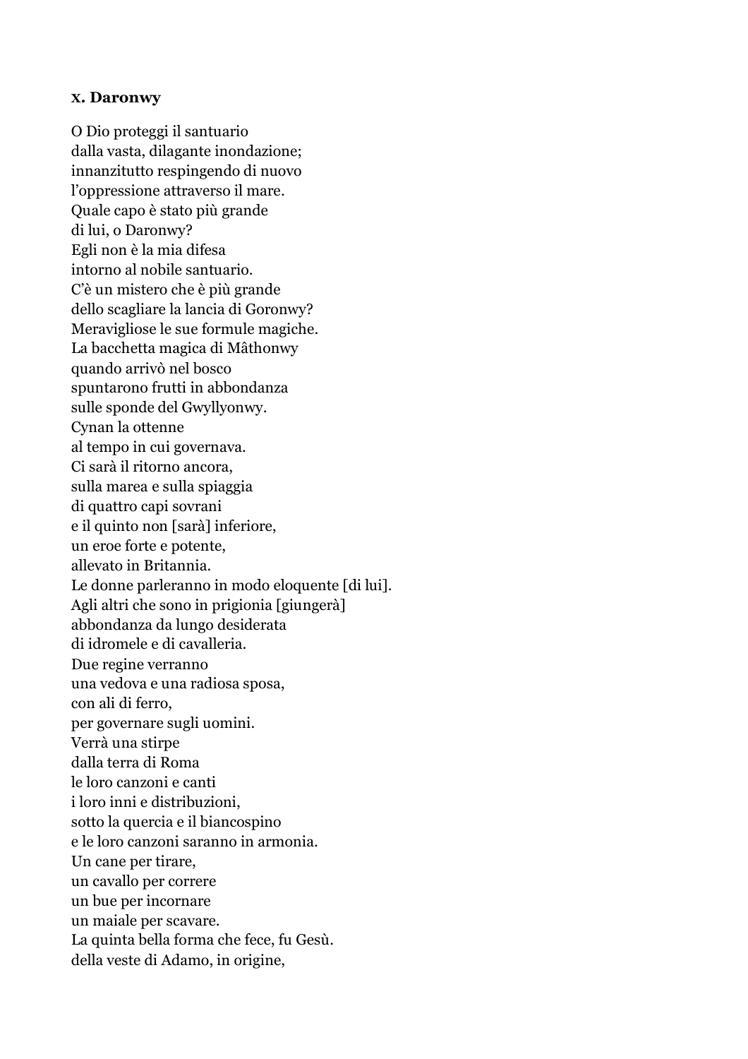### X. Daronwy

O Dio proteggi il santuario  
dalla vasta, dilagante inondazione;  
innanzitutto respingendo di nuovo  
l'oppressione attraverso il mare.  
Quale capo è stato più grande  
di lui, o Daronwy?  
Egli non è la mia difesa  
intorno al nobile santuario.  
C'è un mistero che è più grande  
dello scagliare la lancia di Goronwy?  
Meravigliose le sue formule magiche.  
La bacchetta magica di Mâthonwy  
quando arrivò nel bosco  
spuntarono frutti in abbondanza  
sulle sponde del Gwyllyonwy.  
Cynan la ottenne  
al tempo in cui governava.  
Ci sarà il ritorno ancora,  
sulla marea e sulla spiaggia  
di quattro capi sovrani  
e il quinto non [sarà] inferiore,  
un eroe forte e potente,  
allevato in Britannia.  
Le donne parleranno in modo eloquente [di lui].  
Agli altri che sono in prigionia [giungerà]  
abbondanza da lungo desiderata  
di idromele e di cavalleria.  
Due regine verranno  
una vedova e una radiosa sposa,  
con ali di ferro,  
per governare sugli uomini.  
Verrà una stirpe  
dalla terra di Roma  
le loro canzoni e canti  
i loro inni e distribuzioni,  
sotto la quercia e il biancospino  
e le loro canzoni saranno in armonia.  
Un cane per tirare,  
un cavallo per correre  
un bue per incornare  
un maiale per scavare.  
La quinta bella forma che fece, fu Gesù.  
della veste di Adamo, in origine,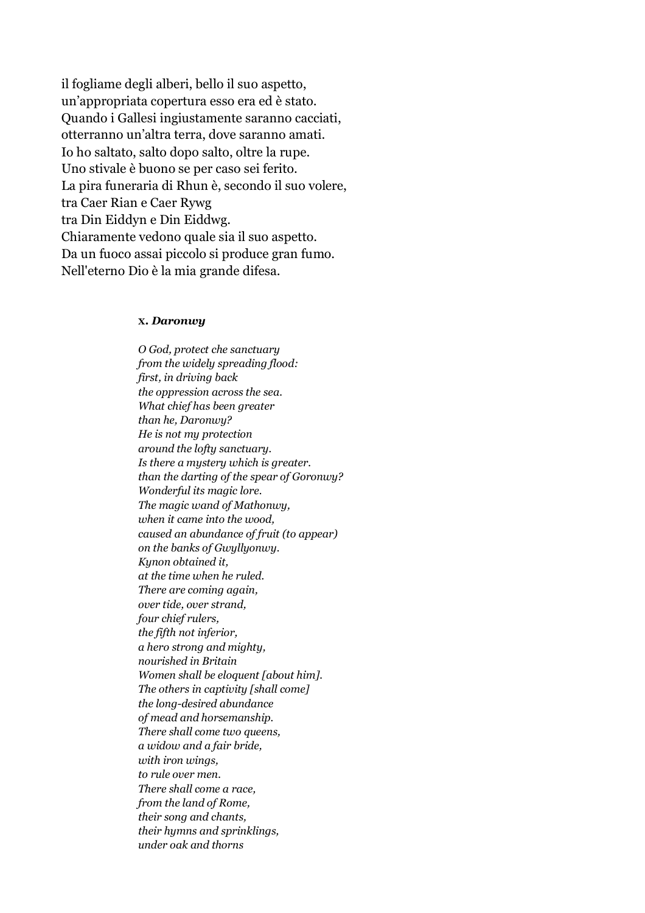il fogliame degli alberi, bello il suo aspetto,
un'appropriata copertura esso era ed è stato.
Quando i Gallesi ingiustamente saranno cacciati,
otterranno un'altra terra, dove saranno amati.
Io ho saltato, salto dopo salto, oltre la rupe.
Uno stivale è buono se per caso sei ferito.
La pira funeraria di Rhun è, secondo il suo volere,
tra Caer Rian e Caer Rywg
tra Din Eiddyn e Din Eiddwg.
Chiaramente vedono quale sia il suo aspetto.
Da un fuoco assai piccolo si produce gran fumo.
Nell'eterno Dio è la mia grande difesa.

### X. *Daronwy*

*O God, protect che sanctuary*
*from the widely spreading flood:*
*first, in driving back*
*the oppression across the sea.*
*What chief has been greater*
*than he, Daronwy?*
*He is not my protection*
*around the lofty sanctuary.*
*Is there a mystery which is greater.*
*than the darting of the spear of Goronwy?*
*Wonderful its magic lore.*
*The magic wand of Mathonwy,*
*when it came into the wood,*
*caused an abundance of fruit (to appear)*
*on the banks of Gwyllyonwy.*
*Kynon obtained it,*
*at the time when he ruled.*
*There are coming again,*
*over tide, over strand,*
*four chief rulers,*
*the fifth not inferior,*
*a hero strong and mighty,*
*nourished in Britain*
*Women shall be eloquent [about him].*
*The others in captivity [shall come]*
*the long-desired abundance*
*of mead and horsemanship.*
*There shall come two queens,*
*a widow and a fair bride,*
*with iron wings,*
*to rule over men.*
*There shall come a race,*
*from the land of Rome,*
*their song and chants,*
*their hymns and sprinklings,*
*under oak and thorns*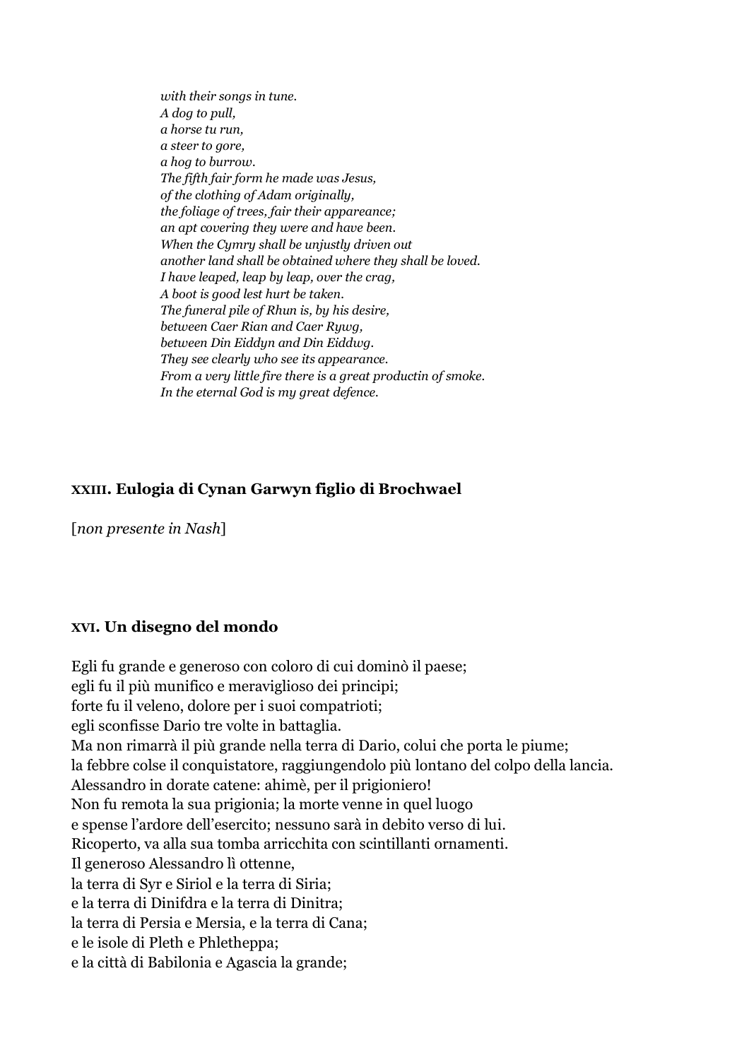*with their songs in tune.*
*A dog to pull,*
*a horse tu run,*
*a steer to gore,*
*a hog to burrow.*
*The fifth fair form he made was Jesus,*
*of the clothing of Adam originally,*
*the foliage of trees, fair their appareance;*
*an apt covering they were and have been.*
*When the Cymry shall be unjustly driven out*
*another land shall be obtained where they shall be loved.*
*I have leaped, leap by leap, over the crag,*
*A boot is good lest hurt be taken.*
*The funeral pile of Rhun is, by his desire,*
*between Caer Rian and Caer Rywg,*
*between Din Eiddyn and Din Eiddwg.*
*They see clearly who see its appearance.*
*From a very little fire there is a great productin of smoke.*
*In the eternal God is my great defence.*

### XXIII. Eulogia di Cynan Garwyn figlio di Brochwael

[*non presente in Nash*]

### XVI. Un disegno del mondo

Egli fu grande e generoso con coloro di cui dominò il paese;
egli fu il più munifico e meraviglioso dei principi;
forte fu il veleno, dolore per i suoi compatrioti;
egli sconfisse Dario tre volte in battaglia.
Ma non rimarrà il più grande nella terra di Dario, colui che porta le piume;
la febbre colse il conquistatore, raggiungendolo più lontano del colpo della lancia.
Alessandro in dorate catene: ahimè, per il prigioniero!
Non fu remota la sua prigionia; la morte venne in quel luogo
e spense l'ardore dell'esercito; nessuno sarà in debito verso di lui.
Ricoperto, va alla sua tomba arricchita con scintillanti ornamenti.
Il generoso Alessandro lì ottenne,
la terra di Syr e Siriol e la terra di Siria;
e la terra di Dinifdra e la terra di Dinitra;
la terra di Persia e Mersia, e la terra di Cana;
e le isole di Pleth e Phletheppa;
e la città di Babilonia e Agascia la grande;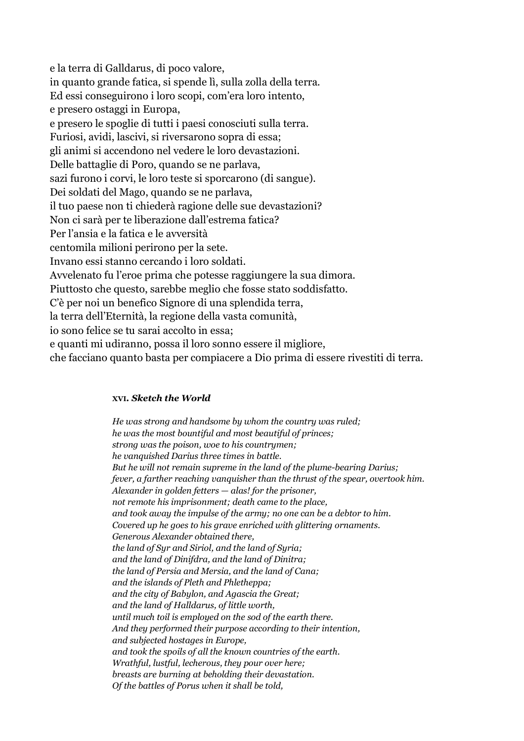e la terra di Galldarus, di poco valore,
in quanto grande fatica, si spende lì, sulla zolla della terra.
Ed essi conseguirono i loro scopi, com'era loro intento,
e presero ostaggi in Europa,
e presero le spoglie di tutti i paesi conosciuti sulla terra.
Furiosi, avidi, lascivi, si riversarono sopra di essa;
gli animi si accendono nel vedere le loro devastazioni.
Delle battaglie di Poro, quando se ne parlava,
sazi furono i corvi, le loro teste si sporcarono (di sangue).
Dei soldati del Mago, quando se ne parlava,
il tuo paese non ti chiederà ragione delle sue devastazioni?
Non ci sarà per te liberazione dall'estrema fatica?
Per l'ansia e la fatica e le avversità
centomila milioni perirono per la sete.
Invano essi stanno cercando i loro soldati.
Avvelenato fu l'eroe prima che potesse raggiungere la sua dimora.
Piuttosto che questo, sarebbe meglio che fosse stato soddisfatto.
C'è per noi un benefico Signore di una splendida terra,
la terra dell'Eternità, la regione della vasta comunità,
io sono felice se tu sarai accolto in essa;
e quanti mi udiranno, possa il loro sonno essere il migliore,
che facciano quanto basta per compiacere a Dio prima di essere rivestiti di terra.

### XVI. *Sketch the World*

*He was strong and handsome by whom the country was ruled;*
*he was the most bountiful and most beautiful of princes;*
*strong was the poison, woe to his countrymen;*
*he vanquished Darius three times in battle.*
*But he will not remain supreme in the land of the plume-bearing Darius;*
*fever, a farther reaching vanquisher than the thrust of the spear, overtook him.*
*Alexander in golden fetters — alas! for the prisoner,*
*not remote his imprisonment; death came to the place,*
*and took away the impulse of the army; no one can be a debtor to him.*
*Covered up he goes to his grave enriched with glittering ornaments.*
*Generous Alexander obtained there,*
*the land of Syr and Siriol, and the land of Syria;*
*and the land of Dinifdra, and the land of Dinitra;*
*the land of Persia and Mersia, and the land of Cana;*
*and the islands of Pleth and Phletheppa;*
*and the city of Babylon, and Agascia the Great;*
*and the land of Halldarus, of little worth,*
*until much toil is employed on the sod of the earth there.*
*And they performed their purpose according to their intention,*
*and subjected hostages in Europe,*
*and took the spoils of all the known countries of the earth.*
*Wrathful, lustful, lecherous, they pour over here;*
*breasts are burning at beholding their devastation.*
*Of the battles of Porus when it shall be told,*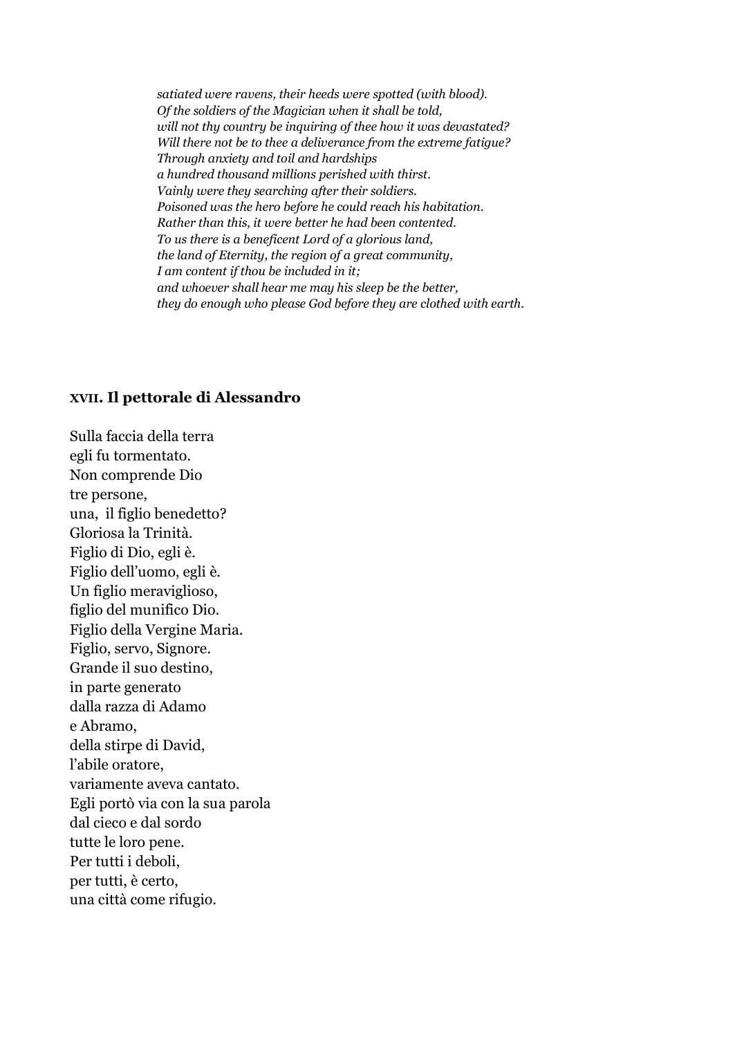*satiated were ravens, their heeds were spotted (with blood).*
*Of the soldiers of the Magician when it shall be told,*
*will not thy country be inquiring of thee how it was devastated?*
*Will there not be to thee a deliverance from the extreme fatigue?*
*Through anxiety and toil and hardships*
*a hundred thousand millions perished with thirst.*
*Vainly were they searching after their soldiers.*
*Poisoned was the hero before he could reach his habitation.*
*Rather than this, it were better he had been contented.*
*To us there is a beneficent Lord of a glorious land,*
*the land of Eternity, the region of a great community,*
*I am content if thou be included in it;*
*and whoever shall hear me may his sleep be the better,*
*they do enough who please God before they are clothed with earth.*

## XVII. Il pettorale di Alessandro

Sulla faccia della terra
egli fu tormentato.
Non comprende Dio
tre persone,
una, il figlio benedetto?
Gloriosa la Trinità.
Figlio di Dio, egli è.
Figlio dell'uomo, egli è.
Un figlio meraviglioso,
figlio del munifico Dio.
Figlio della Vergine Maria.
Figlio, servo, Signore.
Grande il suo destino,
in parte generato
dalla razza di Adamo
e Abramo,
della stirpe di David,
l'abile oratore,
variamente aveva cantato.
Egli portò via con la sua parola
dal cieco e dal sordo
tutte le loro pene.
Per tutti i deboli,
per tutti, è certo,
una città come rifugio.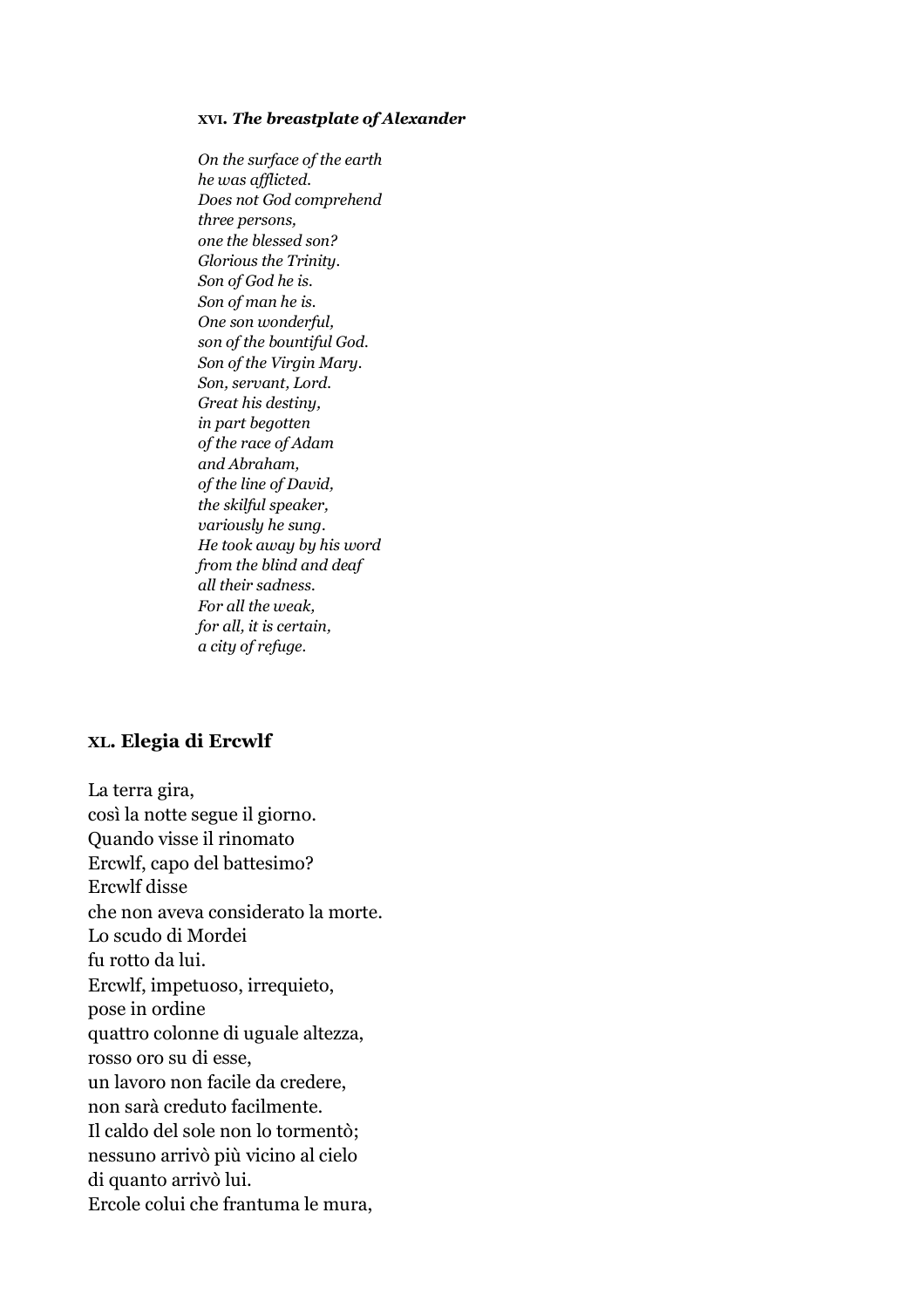### XVI. *The breastplate of Alexander*

*On the surface of the earth*
*he was afflicted.*
*Does not God comprehend*
*three persons,*
*one the blessed son?*
*Glorious the Trinity.*
*Son of God he is.*
*Son of man he is.*
*One son wonderful,*
*son of the bountiful God.*
*Son of the Virgin Mary.*
*Son, servant, Lord.*
*Great his destiny,*
*in part begotten*
*of the race of Adam*
*and Abraham,*
*of the line of David,*
*the skilful speaker,*
*variously he sung.*
*He took away by his word*
*from the blind and deaf*
*all their sadness.*
*For all the weak,*
*for all, it is certain,*
*a city of refuge.*

## XL. Elegia di Ercwlf

La terra gira,
così la notte segue il giorno.
Quando visse il rinomato
Ercwlf, capo del battesimo?
Ercwlf disse
che non aveva considerato la morte.
Lo scudo di Mordei
fu rotto da lui.
Ercwlf, impetuoso, irrequieto,
pose in ordine
quattro colonne di uguale altezza,
rosso oro su di esse,
un lavoro non facile da credere,
non sarà creduto facilmente.
Il caldo del sole non lo tormentò;
nessuno arrivò più vicino al cielo
di quanto arrivò lui.
Ercole colui che frantuma le mura,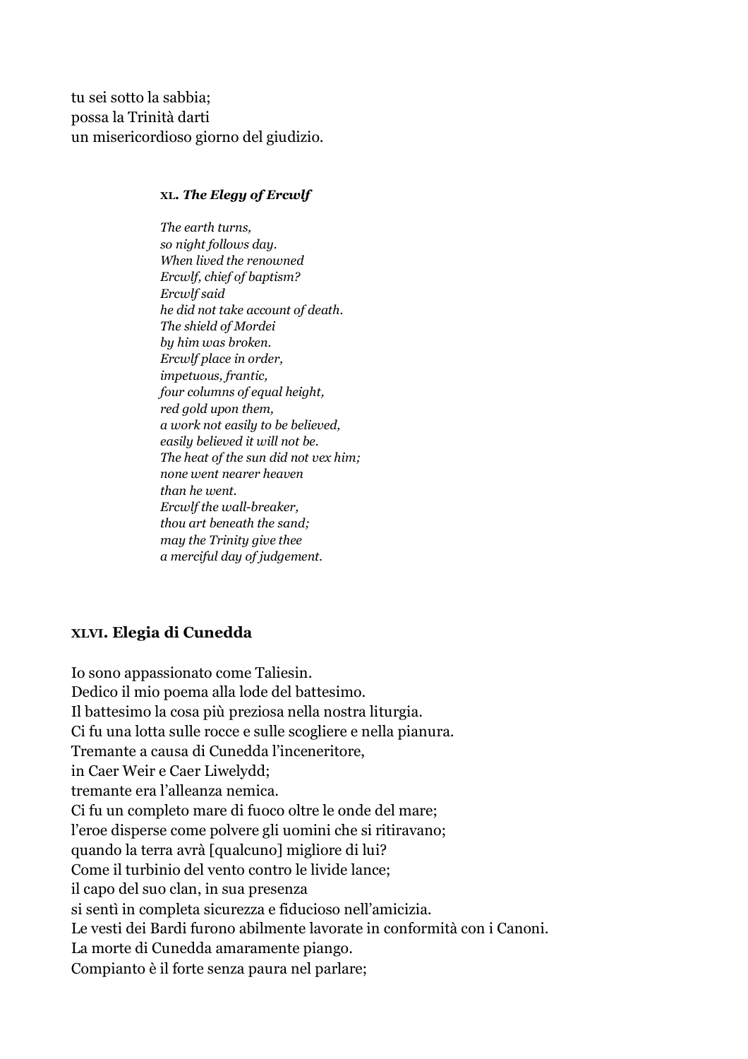tu sei sotto la sabbia;  
possa la Trinità darti  
un misericordioso giorno del giudizio.

> **XL. *The Elegy of Ercwlf***
>
> *The earth turns,*  
> *so night follows day.*  
> *When lived the renowned*  
> *Ercwlf, chief of baptism?*  
> *Ercwlf said*  
> *he did not take account of death.*  
> *The shield of Mordei*  
> *by him was broken.*  
> *Ercwlf place in order,*  
> *impetuous, frantic,*  
> *four columns of equal height,*  
> *red gold upon them,*  
> *a work not easily to be believed,*  
> *easily believed it will not be.*  
> *The heat of the sun did not vex him;*  
> *none went nearer heaven*  
> *than he went.*  
> *Ercwlf the wall-breaker,*  
> *thou art beneath the sand;*  
> *may the Trinity give thee*  
> *a merciful day of judgement.*

### XLVI. Elegia di Cunedda

Io sono appassionato come Taliesin.  
Dedico il mio poema alla lode del battesimo.  
Il battesimo la cosa più preziosa nella nostra liturgia.  
Ci fu una lotta sulle rocce e sulle scogliere e nella pianura.  
Tremante a causa di Cunedda l'inceneritore,  
in Caer Weir e Caer Liwelydd;  
tremante era l'alleanza nemica.  
Ci fu un completo mare di fuoco oltre le onde del mare;  
l'eroe disperse come polvere gli uomini che si ritiravano;  
quando la terra avrà [qualcuno] migliore di lui?  
Come il turbinio del vento contro le livide lance;  
il capo del suo clan, in sua presenza  
si sentì in completa sicurezza e fiducioso nell'amicizia.  
Le vesti dei Bardi furono abilmente lavorate in conformità con i Canoni.  
La morte di Cunedda amaramente piango.  
Compianto è il forte senza paura nel parlare;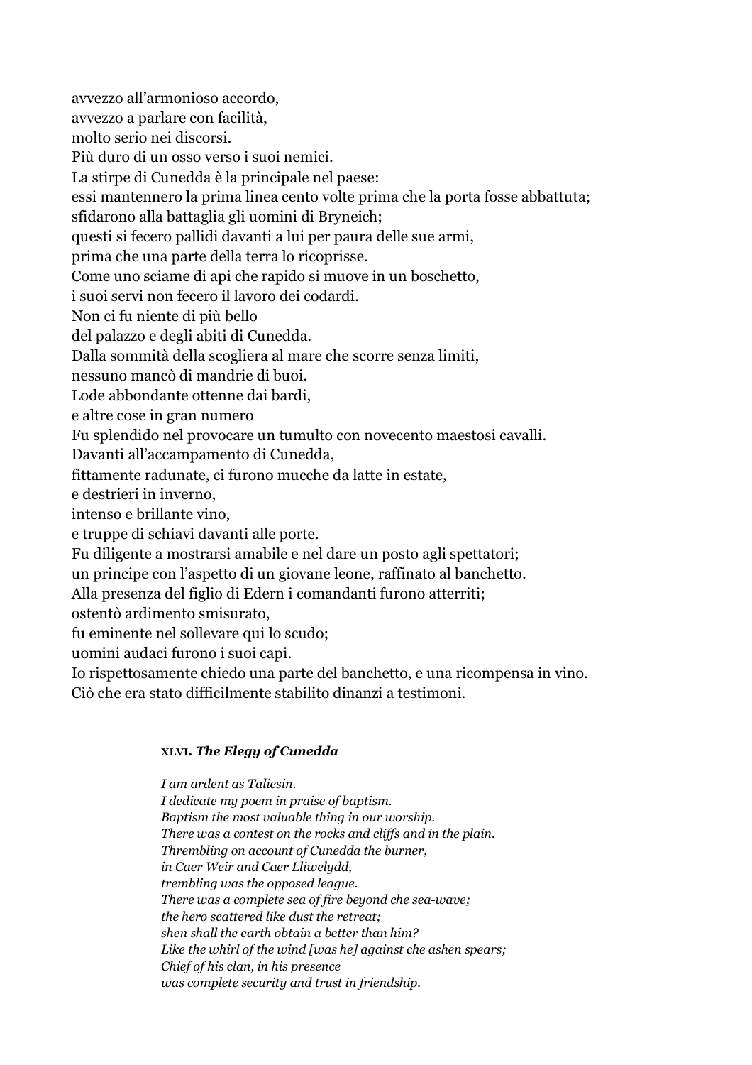avvezzo all'armonioso accordo,  
avvezzo a parlare con facilità,  
molto serio nei discorsi.  
Più duro di un osso verso i suoi nemici.  
La stirpe di Cunedda è la principale nel paese:  
essi mantennero la prima linea cento volte prima che la porta fosse abbattuta;  
sfidarono alla battaglia gli uomini di Bryneich;  
questi si fecero pallidi davanti a lui per paura delle sue armi,  
prima che una parte della terra lo ricoprisse.  
Come uno sciame di api che rapido si muove in un boschetto,  
i suoi servi non fecero il lavoro dei codardi.  
Non ci fu niente di più bello  
del palazzo e degli abiti di Cunedda.  
Dalla sommità della scogliera al mare che scorre senza limiti,  
nessuno mancò di mandrie di buoi.  
Lode abbondante ottenne dai bardi,  
e altre cose in gran numero  
Fu splendido nel provocare un tumulto con novecento maestosi cavalli.  
Davanti all'accampamento di Cunedda,  
fittamente radunate, ci furono mucche da latte in estate,  
e destrieri in inverno,  
intenso e brillante vino,  
e truppe di schiavi davanti alle porte.  
Fu diligente a mostrarsi amabile e nel dare un posto agli spettatori;  
un principe con l'aspetto di un giovane leone, raffinato al banchetto.  
Alla presenza del figlio di Edern i comandanti furono atterriti;  
ostentò ardimento smisurato,  
fu eminente nel sollevare qui lo scudo;  
uomini audaci furono i suoi capi.  
Io rispettosamente chiedo una parte del banchetto, e una ricompensa in vino.  
Ciò che era stato difficilmente stabilito dinanzi a testimoni.

### XLVI. *The Elegy of Cunedda*

*I am ardent as Taliesin.*  
*I dedicate my poem in praise of baptism.*  
*Baptism the most valuable thing in our worship.*  
*There was a contest on the rocks and cliffs and in the plain.*  
*Thrembling on account of Cunedda the burner,*  
*in Caer Weir and Caer Lliwelydd,*  
*trembling was the opposed league.*  
*There was a complete sea of fire beyond che sea-wave;*  
*the hero scattered like dust the retreat;*  
*shen shall the earth obtain a better than him?*  
*Like the whirl of the wind [was he] against che ashen spears;*  
*Chief of his clan, in his presence*  
*was complete security and trust in friendship.*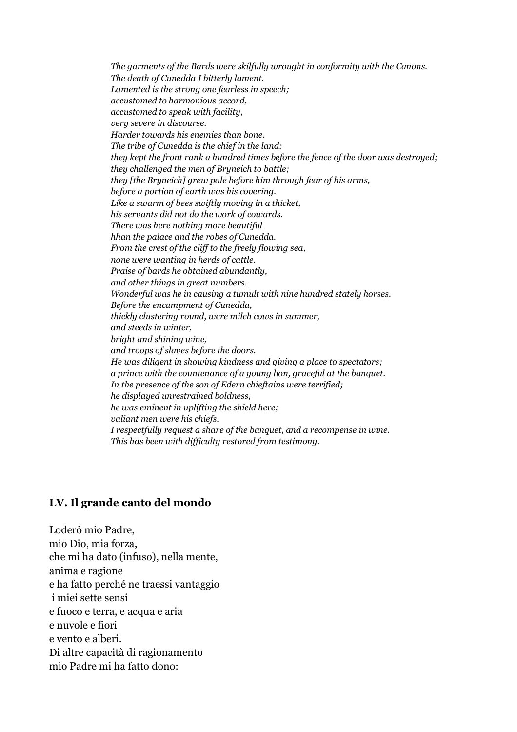*The garments of the Bards were skilfully wrought in conformity with the Canons.*
*The death of Cunedda I bitterly lament.*
*Lamented is the strong one fearless in speech;*
*accustomed to harmonious accord,*
*accustomed to speak with facility,*
*very severe in discourse.*
*Harder towards his enemies than bone.*
*The tribe of Cunedda is the chief in the land:*
*they kept the front rank a hundred times before the fence of the door was destroyed;*
*they challenged the men of Bryneich to battle;*
*they [the Bryneich] grew pale before him through fear of his arms,*
*before a portion of earth was his covering.*
*Like a swarm of bees swiftly moving in a thicket,*
*his servants did not do the work of cowards.*
*There was here nothing more beautiful*
*hhan the palace and the robes of Cunedda.*
*From the crest of the cliff to the freely flowing sea,*
*none were wanting in herds of cattle.*
*Praise of bards he obtained abundantly,*
*and other things in great numbers.*
*Wonderful was he in causing a tumult with nine hundred stately horses.*
*Before the encampment of Cunedda,*
*thickly clustering round, were milch cows in summer,*
*and steeds in winter,*
*bright and shining wine,*
*and troops of slaves before the doors.*
*He was diligent in showing kindness and giving a place to spectators;*
*a prince with the countenance of a young lion, graceful at the banquet.*
*In the presence of the son of Edern chieftains were terrified;*
*he displayed unrestrained boldness,*
*he was eminent in uplifting the shield here;*
*valiant men were his chiefs.*
*I respectfully request a share of the banquet, and a recompense in wine.*
*This has been with difficulty restored from testimony.*

## LV. Il grande canto del mondo

Loderò mio Padre,
mio Dio, mia forza,
che mi ha dato (infuso), nella mente,
anima e ragione
e ha fatto perché ne traessi vantaggio
i miei sette sensi
e fuoco e terra, e acqua e aria
e nuvole e fiori
e vento e alberi.
Di altre capacità di ragionamento
mio Padre mi ha fatto dono: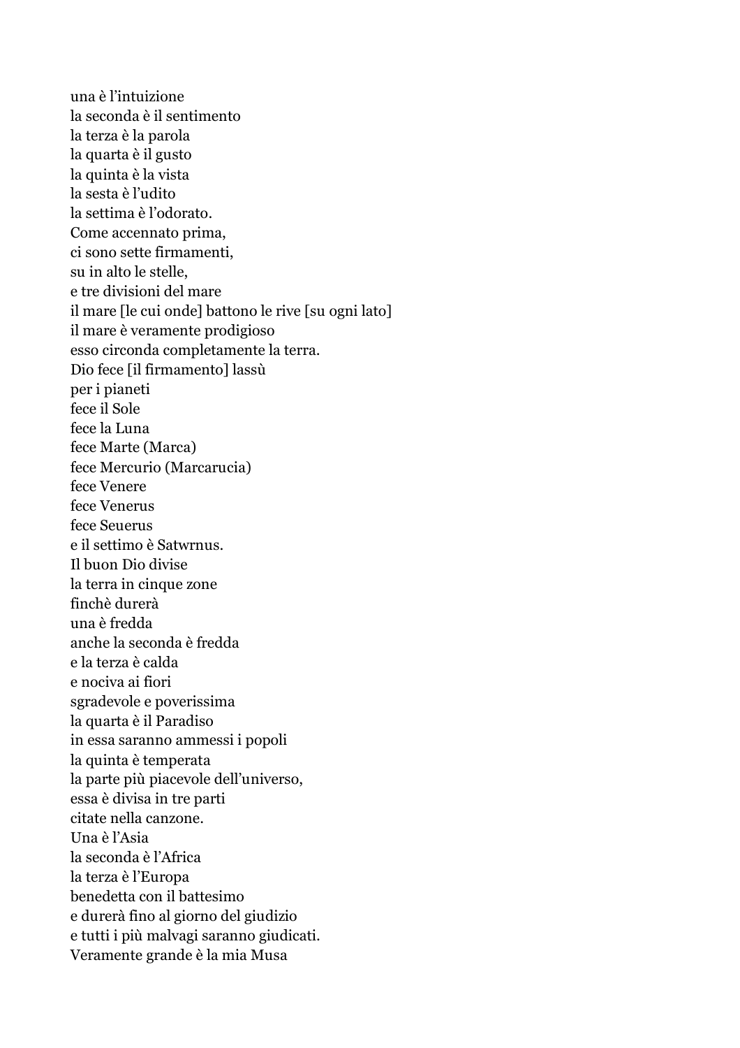una è l'intuizione
la seconda è il sentimento
la terza è la parola
la quarta è il gusto
la quinta è la vista
la sesta è l'udito
la settima è l'odorato.
Come accennato prima,
ci sono sette firmamenti,
su in alto le stelle,
e tre divisioni del mare
il mare [le cui onde] battono le rive [su ogni lato]
il mare è veramente prodigioso
esso circonda completamente la terra.
Dio fece [il firmamento] lassù
per i pianeti
fece il Sole
fece la Luna
fece Marte (Marca)
fece Mercurio (Marcarucia)
fece Venere
fece Venerus
fece Seuerus
e il settimo è Satwrnus.
Il buon Dio divise
la terra in cinque zone
finchè durerà
una è fredda
anche la seconda è fredda
e la terza è calda
e nociva ai fiori
sgradevole e poverissima
la quarta è il Paradiso
in essa saranno ammessi i popoli
la quinta è temperata
la parte più piacevole dell'universo,
essa è divisa in tre parti
citate nella canzone.
Una è l'Asia
la seconda è l'Africa
la terza è l'Europa
benedetta con il battesimo
e durerà fino al giorno del giudizio
e tutti i più malvagi saranno giudicati.
Veramente grande è la mia Musa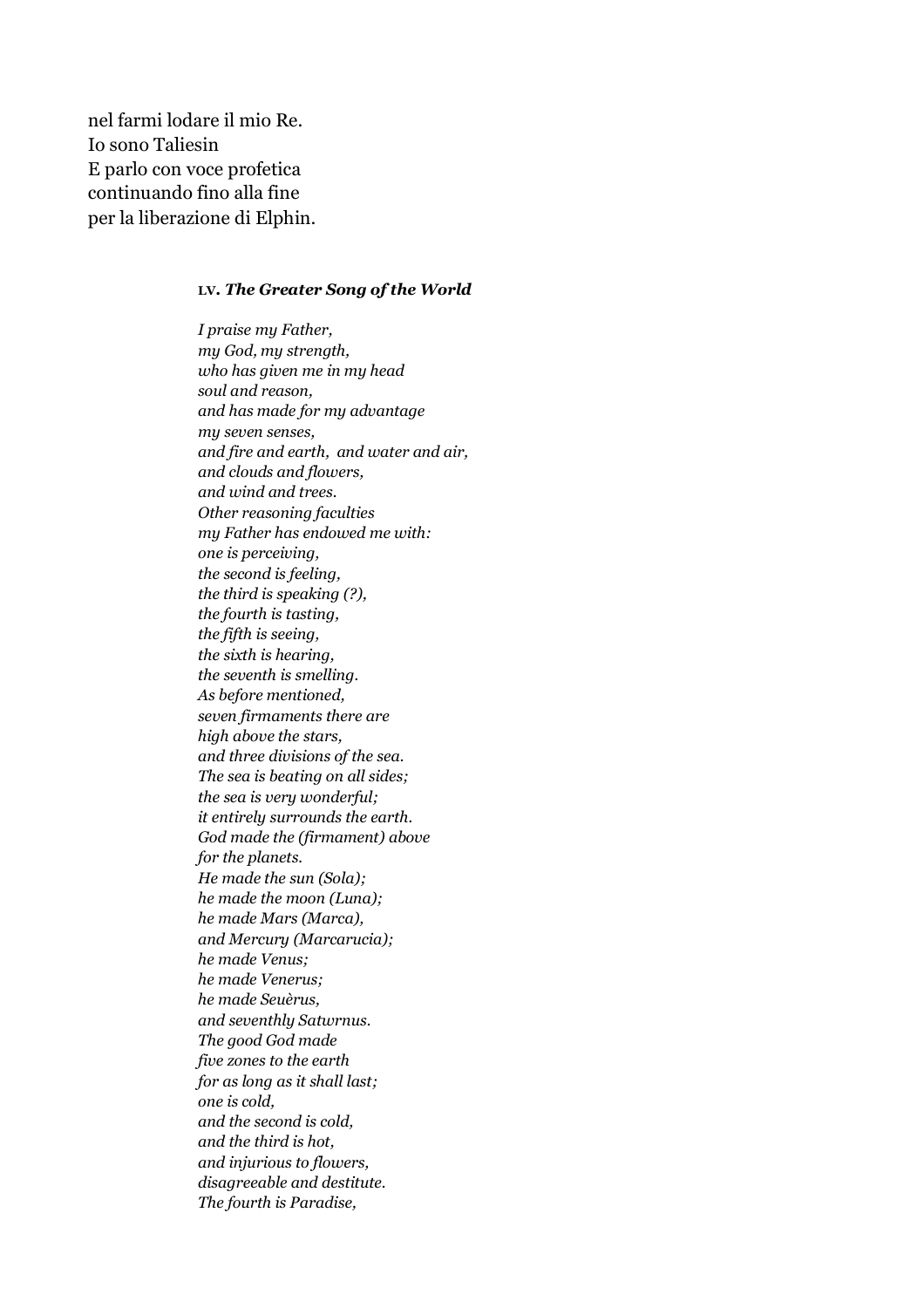nel farmi lodare il mio Re.
Io sono Taliesin
E parlo con voce profetica
continuando fino alla fine
per la liberazione di Elphin.

#### **LV.** ***The Greater Song of the World***

*I praise my Father,*
*my God, my strength,*
*who has given me in my head*
*soul and reason,*
*and has made for my advantage*
*my seven senses,*
*and fire and earth, and water and air,*
*and clouds and flowers,*
*and wind and trees.*
*Other reasoning faculties*
*my Father has endowed me with:*
*one is perceiving,*
*the second is feeling,*
*the third is speaking (?),*
*the fourth is tasting,*
*the fifth is seeing,*
*the sixth is hearing,*
*the seventh is smelling.*
*As before mentioned,*
*seven firmaments there are*
*high above the stars,*
*and three divisions of the sea.*
*The sea is beating on all sides;*
*the sea is very wonderful;*
*it entirely surrounds the earth.*
*God made the (firmament) above*
*for the planets.*
*He made the sun (Sola);*
*he made the moon (Luna);*
*he made Mars (Marca),*
*and Mercury (Marcarucia);*
*he made Venus;*
*he made Venerus;*
*he made Seuèrus,*
*and seventhly Satwrnus.*
*The good God made*
*five zones to the earth*
*for as long as it shall last;*
*one is cold,*
*and the second is cold,*
*and the third is hot,*
*and injurious to flowers,*
*disagreeable and destitute.*
*The fourth is Paradise,*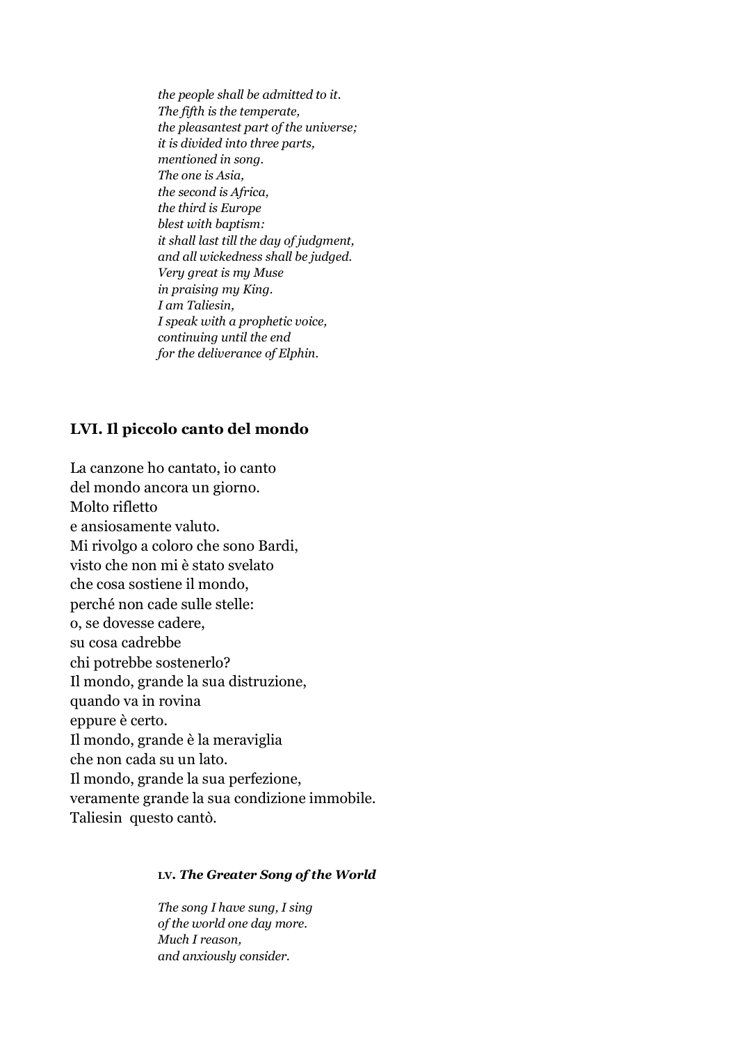*the people shall be admitted to it.*
*The fifth is the temperate,*
*the pleasantest part of the universe;*
*it is divided into three parts,*
*mentioned in song.*
*The one is Asia,*
*the second is Africa,*
*the third is Europe*
*blest with baptism:*
*it shall last till the day of judgment,*
*and all wickedness shall be judged.*
*Very great is my Muse*
*in praising my King.*
*I am Taliesin,*
*I speak with a prophetic voice,*
*continuing until the end*
*for the deliverance of Elphin.*

## LVI. Il piccolo canto del mondo

La canzone ho cantato, io canto
del mondo ancora un giorno.
Molto rifletto
e ansiosamente valuto.
Mi rivolgo a coloro che sono Bardi,
visto che non mi è stato svelato
che cosa sostiene il mondo,
perché non cade sulle stelle:
o, se dovesse cadere,
su cosa cadrebbe
chi potrebbe sostenerlo?
Il mondo, grande la sua distruzione,
quando va in rovina
eppure è certo.
Il mondo, grande è la meraviglia
che non cada su un lato.
Il mondo, grande la sua perfezione,
veramente grande la sua condizione immobile.
Taliesin questo cantò.

### LV. *The Greater Song of the World*

*The song I have sung, I sing*
*of the world one day more.*
*Much I reason,*
*and anxiously consider.*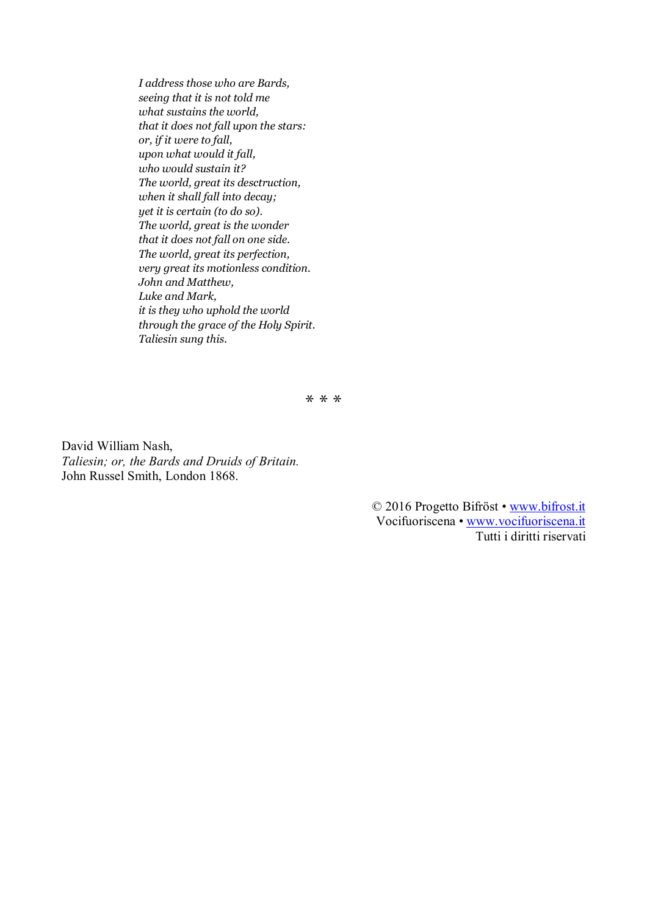*I address those who are Bards,*
*seeing that it is not told me*
*what sustains the world,*
*that it does not fall upon the stars:*
*or, if it were to fall,*
*upon what would it fall,*
*who would sustain it?*
*The world, great its desctruction,*
*when it shall fall into decay;*
*yet it is certain (to do so).*
*The world, great is the wonder*
*that it does not fall on one side.*
*The world, great its perfection,*
*very great its motionless condition.*
*John and Matthew,*
*Luke and Mark,*
*it is they who uphold the world*
*through the grace of the Holy Spirit.*
*Taliesin sung this.*

\* \* \*

David William Nash,
*Taliesin; or, the Bards and Druids of Britain.*
John Russel Smith, London 1868.

© 2016 Progetto Bifröst • www.bifrost.it
Vocifuoriscena • www.vocifuoriscena.it
Tutti i diritti riservati